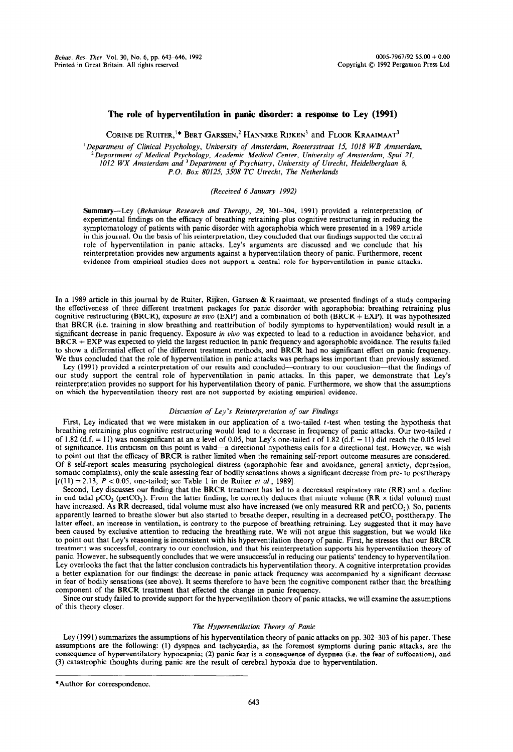# The role of hyperventilation in panic disorder: a response to Ley (1991)

Corine de Ruiter,[1]* Bert Garssen,[2] Hanneke Rijken[3] and Floor Kraaimaat[3]

[1]Department of Clinical Psychology, University of Amsterdam, Roetersstraat 15, 1018 WB Amsterdam, [2]Department of Medical Psychology, Academic Medical Center, University of Amsterdam, Spui 21, 1012 WX Amsterdam and [3]Department of Psychiatry, University of Utrecht, Heidelberglaan 8, P.O. Box 80125, 3508 TC Utrecht, The Netherlands

*(Received 6 January 1992)*

**Summary**—Ley (*Behaviour Research and Therapy*, *29*, 301–304, 1991) provided a reinterpretation of experimental findings on the efficacy of breathing retraining plus cognitive restructuring in reducing the symptomatology of patients with panic disorder with agoraphobia which were presented in a 1989 article in this journal. On the basis of his reinterpretation, they concluded that our findings supported the central role of hyperventilation in panic attacks. Ley's arguments are discussed and we conclude that his reinterpretation provides new arguments against a hyperventilation theory of panic. Furthermore, recent evidence from empirical studies does not support a central role for hyperventilation in panic attacks.

In a 1989 article in this journal by de Ruiter, Rijken, Garssen & Kraaimaat, we presented findings of a study comparing the effectiveness of three different treatment packages for panic disorder with agoraphobia: breathing retraining plus cognitive restructuring (BRCR), exposure *in vivo* (EXP) and a combination of both (BRCR + EXP). It was hypothesized that BRCR (i.e. training in slow breathing and reattribution of bodily symptoms to hyperventilation) would result in a significant decrease in panic frequency. Exposure *in vivo* was expected to lead to a reduction in avoidance behavior, and BRCR + EXP was expected to yield the largest reduction in panic frequency and agoraphobic avoidance. The results failed to show a differential effect of the different treatment methods, and BRCR had no significant effect on panic frequency. We thus concluded that the role of hyperventilation in panic attacks was perhaps less important than previously assumed.

Ley (1991) provided a reinterpretation of our results and concluded—contrary to our conclusion—that the findings of our study support the central role of hyperventilation in panic attacks. In this paper, we demonstrate that Ley's reinterpretation provides no support for his hyperventilation theory of panic. Furthermore, we show that the assumptions on which the hyperventilation theory rest are not supported by existing empirical evidence.

### *Discussion of Ley's Reinterpretation of our Findings*

First, Ley indicated that we were mistaken in our application of a two-tailed $t$-test when testing the hypothesis that breathing retraining plus cognitive restructuring would lead to a decrease in frequency of panic attacks. Our two-tailed $t$ of 1.82 (d.f. = 11) was nonsignificant at an $\alpha$ level of 0.05, but Ley's one-tailed $t$ of 1.82 (d.f. = 11) did reach the 0.05 level of significance. His criticism on this point is valid—a directional hypothesis calls for a directional test. However, we wish to point out that the efficacy of BRCR is rather limited when the remaining self-report outcome measures are considered. Of 8 self-report scales measuring psychological distress (agoraphobic fear and avoidance, general anxiety, depression, somatic complaints), only the scale assessing fear of bodily sensations shows a significant decrease from pre- to posttherapy [$t(11) = 2.13$, $P < 0.05$, one-tailed; see Table 1 in de Ruiter *et al.*, 1989].

Second, Ley discusses our finding that the BRCR treatment has led to a decreased respiratory rate (RR) and a decline in end tidal $pCO_2$ ($petCO_2$). From the latter finding, he correctly deduces that minute volume (RR × tidal volume) must have increased. As RR decreased, tidal volume must also have increased (we only measured RR and $petCO_2$). So, patients apparently learned to breathe slower but also started to breathe deeper, resulting in a decreased $petCO_2$ posttherapy. The latter effect, an increase in ventilation, is contrary to the purpose of breathing retraining. Ley suggested that it may have been caused by exclusive attention to reducing the breathing rate. We will not argue this suggestion, but we would like to point out that Ley's reasoning is inconsistent with his hyperventilation theory of panic. First, he stresses that our BRCR treatment was successful, contrary to our conclusion, and that his reinterpretation supports his hyperventilation theory of panic. However, he subsequently concludes that we were unsuccessful in reducing our patients' tendency to hyperventilation. Ley overlooks the fact that the latter conclusion contradicts his hyperventilation theory. A cognitive interpretation provides a better explanation for our findings: the decrease in panic attack frequency was accompanied by a significant decrease in fear of bodily sensations (see above). It seems therefore to have been the cognitive component rather than the breathing component of the BRCR treatment that effected the change in panic frequency.

Since our study failed to provide support for the hyperventilation theory of panic attacks, we will examine the assumptions of this theory closer.

### *The Hyperventilation Theory of Panic*

Ley (1991) summarizes the assumptions of his hyperventilation theory of panic attacks on pp. 302–303 of his paper. These assumptions are the following: (1) dyspnea and tachycardia, as the foremost symptoms during panic attacks, are the consequence of hyperventilatory hypocapnia; (2) panic fear is a consequence of dyspnea (i.e. the fear of suffocation), and (3) catastrophic thoughts during panic are the result of cerebral hypoxia due to hyperventilation.

*Author for correspondence.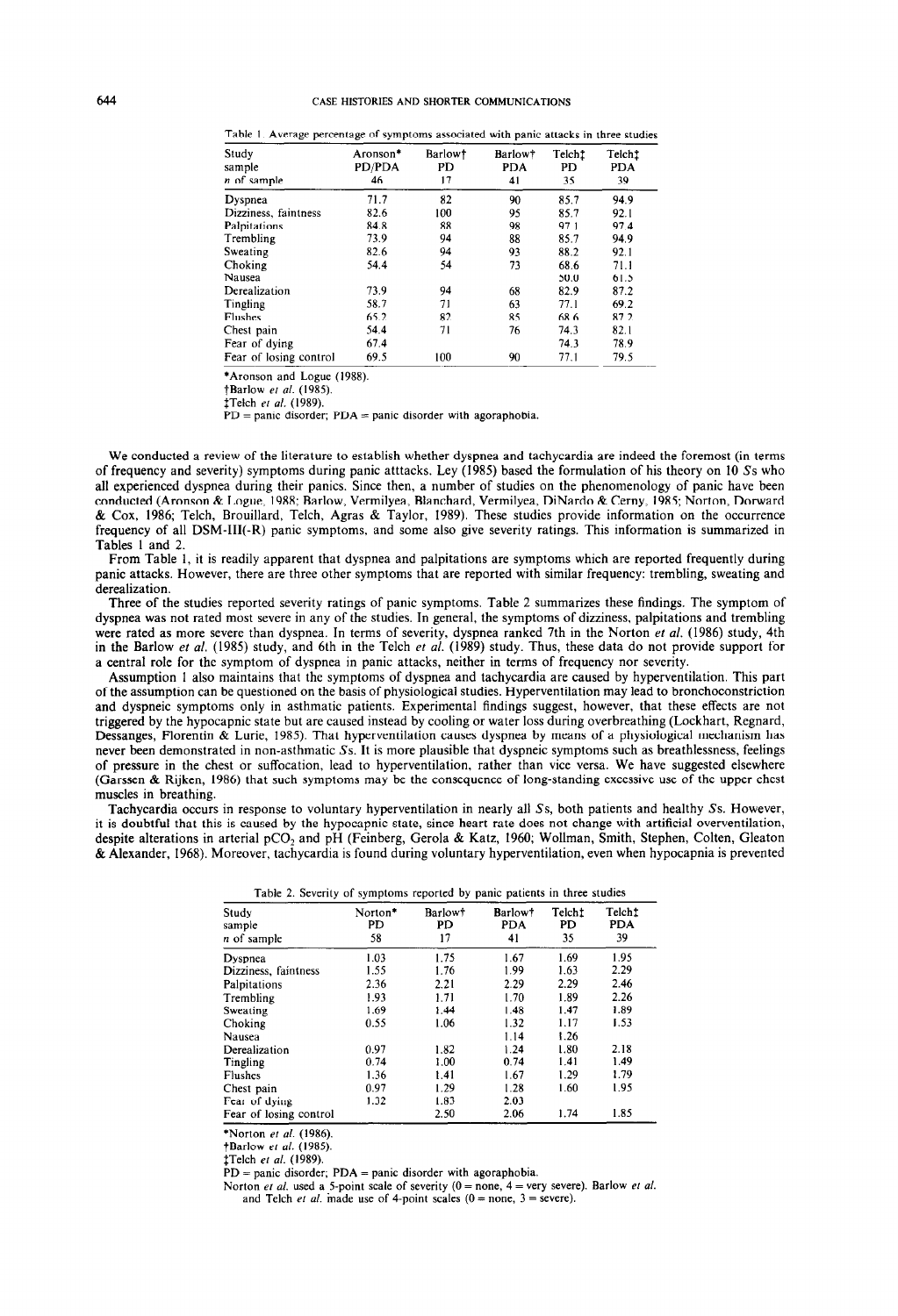Table 1. Average percentage of symptoms associated with panic attacks in three studies

| Study | Aronson* | Barlow† | Barlow† | Telch‡ | Telch‡ |
|---|---|---|---|---|---|
| sample | PD/PDA | PD | PDA | PD | PDA |
| *n* of sample | 46 | 17 | 41 | 35 | 39 |
| Dyspnea | 71.7 | 82 | 90 | 85.7 | 94.9 |
| Dizziness, faintness | 82.6 | 100 | 95 | 85.7 | 92.1 |
| Palpitations | 84.8 | 88 | 98 | 97.1 | 97.4 |
| Trembling | 73.9 | 94 | 88 | 85.7 | 94.9 |
| Sweating | 82.6 | 94 | 93 | 88.2 | 92.1 |
| Choking | 54.4 | 54 | 73 | 68.6 | 71.1 |
| Nausea | | | | 50.0 | 61.5 |
| Derealization | 73.9 | 94 | 68 | 82.9 | 87.2 |
| Tingling | 58.7 | 71 | 63 | 77.1 | 69.2 |
| Flushes | 65.2 | 82 | 85 | 68.6 | 87.2 |
| Chest pain | 54.4 | 71 | 76 | 74.3 | 82.1 |
| Fear of dying | 67.4 | | | 74.3 | 78.9 |
| Fear of losing control | 69.5 | 100 | 90 | 77.1 | 79.5 |

*Aronson and Logue (1988).
†Barlow *et al.* (1985).
‡Telch *et al.* (1989).
PD = panic disorder; PDA = panic disorder with agoraphobia.

We conducted a review of the literature to establish whether dyspnea and tachycardia are indeed the foremost (in terms of frequency and severity) symptoms during panic atttacks. Ley (1985) based the formulation of his theory on 10 *S*s who all experienced dyspnea during their panics. Since then, a number of studies on the phenomenology of panic have been conducted (Aronson & Logue, 1988; Barlow, Vermilyea, Blanchard, Vermilyea, DiNardo & Cerny, 1985; Norton, Dorward & Cox, 1986; Telch, Brouillard, Telch, Agras & Taylor, 1989). These studies provide information on the occurrence frequency of all DSM-III(-R) panic symptoms, and some also give severity ratings. This information is summarized in Tables 1 and 2.

From Table 1, it is readily apparent that dyspnea and palpitations are symptoms which are reported frequently during panic attacks. However, there are three other symptoms that are reported with similar frequency: trembling, sweating and derealization.

Three of the studies reported severity ratings of panic symptoms. Table 2 summarizes these findings. The symptom of dyspnea was not rated most severe in any of the studies. In general, the symptoms of dizziness, palpitations and trembling were rated as more severe than dyspnea. In terms of severity, dyspnea ranked 7th in the Norton *et al.* (1986) study, 4th in the Barlow *et al.* (1985) study, and 6th in the Telch *et al.* (1989) study. Thus, these data do not provide support for a central role for the symptom of dyspnea in panic attacks, neither in terms of frequency nor severity.

Assumption 1 also maintains that the symptoms of dyspnea and tachycardia are caused by hyperventilation. This part of the assumption can be questioned on the basis of physiological studies. Hyperventilation may lead to bronchoconstriction and dyspneic symptoms only in asthmatic patients. Experimental findings suggest, however, that these effects are not triggered by the hypocapnic state but are caused instead by cooling or water loss during overbreathing (Lockhart, Regnard, Dessanges, Florentin & Lurie, 1985). That hyperventilation causes dyspnea by means of a physiological mechanism has never been demonstrated in non-asthmatic *S*s. It is more plausible that dyspneic symptoms such as breathlessness, feelings of pressure in the chest or suffocation, lead to hyperventilation, rather than vice versa. We have suggested elsewhere (Garssen & Rijken, 1986) that such symptoms may be the consequence of long-standing excessive use of the upper chest muscles in breathing.

Tachycardia occurs in response to voluntary hyperventilation in nearly all *S*s, both patients and healthy *S*s. However, it is doubtful that this is caused by the hypocapnic state, since heart rate does not change with artificial overventilation, despite alterations in arterial $pCO_2$ and pH (Feinberg, Gerola & Katz, 1960; Wollman, Smith, Stephen, Colten, Gleaton & Alexander, 1968). Moreover, tachycardia is found during voluntary hyperventilation, even when hypocapnia is prevented

Table 2. Severity of symptoms reported by panic patients in three studies

| Study | Norton* | Barlow† | Barlow† | Telch‡ | Telch‡ |
|---|---|---|---|---|---|
| sample | PD | PD | PDA | PD | PDA |
| *n* of sample | 58 | 17 | 41 | 35 | 39 |
| Dyspnea | 1.03 | 1.75 | 1.67 | 1.69 | 1.95 |
| Dizziness, faintness | 1.55 | 1.76 | 1.99 | 1.63 | 2.29 |
| Palpitations | 2.36 | 2.21 | 2.29 | 2.29 | 2.46 |
| Trembling | 1.93 | 1.71 | 1.70 | 1.89 | 2.26 |
| Sweating | 1.69 | 1.44 | 1.48 | 1.47 | 1.89 |
| Choking | 0.55 | 1.06 | 1.32 | 1.17 | 1.53 |
| Nausea | | | 1.14 | 1.26 | |
| Derealization | 0.97 | 1.82 | 1.24 | 1.80 | 2.18 |
| Tingling | 0.74 | 1.00 | 0.74 | 1.41 | 1.49 |
| Flushes | 1.36 | 1.41 | 1.67 | 1.29 | 1.79 |
| Chest pain | 0.97 | 1.29 | 1.28 | 1.60 | 1.95 |
| Fear of dying | 1.32 | 1.83 | 2.03 | | |
| Fear of losing control | | 2.50 | 2.06 | 1.74 | 1.85 |

*Norton *et al.* (1986).
†Barlow *et al.* (1985).
‡Telch *et al.* (1989).
PD = panic disorder; PDA = panic disorder with agoraphobia.
Norton *et al.* used a 5-point scale of severity (0 = none, 4 = very severe). Barlow *et al.* and Telch *et al.* made use of 4-point scales (0 = none, 3 = severe).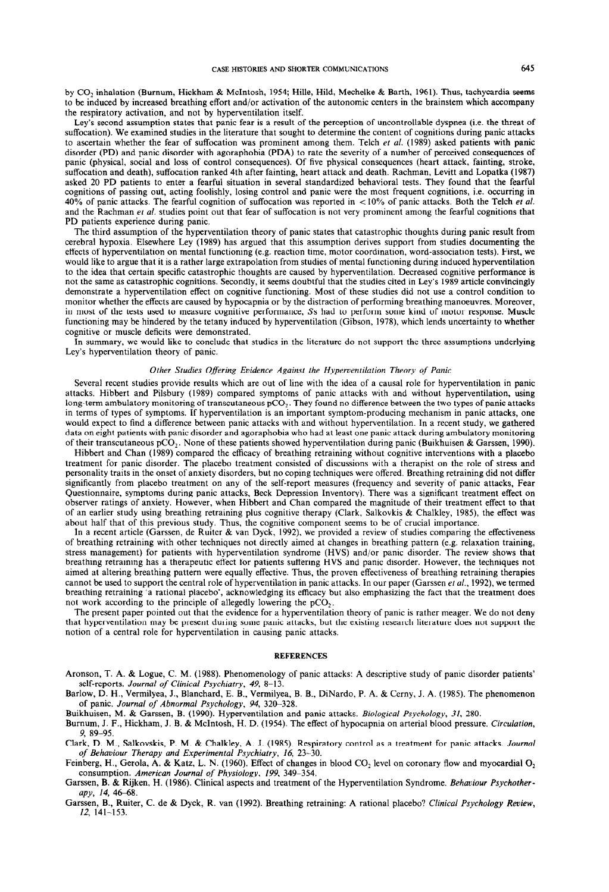by $CO_2$ inhalation (Burnum, Hickham & McIntosh, 1954; Hille, Hild, Mechelke & Barth, 1961). Thus, tachycardia seems to be induced by increased breathing effort and/or activation of the autonomic centers in the brainstem which accompany the respiratory activation, and not by hyperventilation itself.

Ley's second assumption states that panic fear is a result of the perception of uncontrollable dyspnea (i.e. the threat of suffocation). We examined studies in the literature that sought to determine the content of cognitions during panic attacks to ascertain whether the fear of suffocation was prominent among them. Telch *et al.* (1989) asked patients with panic disorder (PD) and panic disorder with agoraphobia (PDA) to rate the severity of a number of perceived consequences of panic (physical, social and loss of control consequences). Of five physical consequences (heart attack, fainting, stroke, suffocation and death), suffocation ranked 4th after fainting, heart attack and death. Rachman, Levitt and Lopatka (1987) asked 20 PD patients to enter a fearful situation in several standardized behavioral tests. They found that the fearful cognitions of passing out, acting foolishly, losing control and panic were the most frequent cognitions, i.e. occurring in 40% of panic attacks. The fearful cognition of suffocation was reported in $<10\%$ of panic attacks. Both the Telch *et al.* and the Rachman *et al.* studies point out that fear of suffocation is not very prominent among the fearful cognitions that PD patients experience during panic.

The third assumption of the hyperventilation theory of panic states that catastrophic thoughts during panic result from cerebral hypoxia. Elsewhere Ley (1989) has argued that this assumption derives support from studies documenting the effects of hyperventilation on mental functioning (e.g. reaction time, motor coordination, word-association tests). First, we would like to argue that it is a rather large extrapolation from studies of mental functioning during induced hyperventilation to the idea that certain specific catastrophic thoughts are caused by hyperventilation. Decreased cognitive performance is not the same as catastrophic cognitions. Secondly, it seems doubtful that the studies cited in Ley's 1989 article convincingly demonstrate a hyperventilation effect on cognitive functioning. Most of these studies did not use a control condition to monitor whether the effects are caused by hypocapnia or by the distraction of performing breathing manoeuvres. Moreover, in most of the tests used to measure cognitive performance, *Ss* had to perform some kind of motor response. Muscle functioning may be hindered by the tetany induced by hyperventilation (Gibson, 1978), which lends uncertainty to whether cognitive or muscle deficits were demonstrated.

In summary, we would like to conclude that studies in the literature do not support the three assumptions underlying Ley's hyperventilation theory of panic.

### *Other Studies Offering Evidence Against the Hyperventilation Theory of Panic*

Several recent studies provide results which are out of line with the idea of a causal role for hyperventilation in panic attacks. Hibbert and Pilsbury (1989) compared symptoms of panic attacks with and without hyperventilation, using long-term ambulatory monitoring of transcutaneous $pCO_2$. They found no difference between the two types of panic attacks in terms of types of symptoms. If hyperventilation is an important symptom-producing mechanism in panic attacks, one would expect to find a difference between panic attacks with and without hyperventilation. In a recent study, we gathered data on eight patients with panic disorder and agoraphobia who had at least one panic attack during ambulatory monitoring of their transcutaneous $pCO_2$. None of these patients showed hyperventilation during panic (Buikhuisen & Garssen, 1990).

Hibbert and Chan (1989) compared the efficacy of breathing retraining without cognitive interventions with a placebo treatment for panic disorder. The placebo treatment consisted of discussions with a therapist on the role of stress and personality traits in the onset of anxiety disorders, but no coping techniques were offered. Breathing retraining did not differ significantly from placebo treatment on any of the self-report measures (frequency and severity of panic attacks, Fear Questionnaire, symptoms during panic attacks, Beck Depression Inventory). There was a significant treatment effect on observer ratings of anxiety. However, when Hibbert and Chan compared the magnitude of their treatment effect to that of an earlier study using breathing retraining plus cognitive therapy (Clark, Salkovkis & Chalkley, 1985), the effect was about half that of this previous study. Thus, the cognitive component seems to be of crucial importance.

In a recent article (Garssen, de Ruiter & van Dyck, 1992), we provided a review of studies comparing the effectiveness of breathing retraining with other techniques not directly aimed at changes in breathing pattern (e.g. relaxation training, stress management) for patients with hyperventilation syndrome (HVS) and/or panic disorder. The review shows that breathing retraining has a therapeutic effect for patients suffering HVS and panic disorder. However, the techniques not aimed at altering breathing pattern were equally effective. Thus, the proven effectiveness of breathing retraining therapies cannot be used to support the central role of hyperventilation in panic attacks. In our paper (Garssen *et al.*, 1992), we termed breathing retraining 'a rational placebo', acknowledging its efficacy but also emphasizing the fact that the treatment does not work according to the principle of allegedly lowering the $pCO_2$.

The present paper pointed out that the evidence for a hyperventilation theory of panic is rather meager. We do not deny that hyperventilation may be present during some panic attacks, but the existing research literature does not support the notion of a central role for hyperventilation in causing panic attacks.

## REFERENCES

Aronson, T. A. & Logue, C. M. (1988). Phenomenology of panic attacks: A descriptive study of panic disorder patients' self-reports. *Journal of Clinical Psychiatry, 49*, 8–13.

Barlow, D. H., Vermilyea, J., Blanchard, E. B., Vermilyea, B. B., DiNardo, P. A. & Cerny, J. A. (1985). The phenomenon of panic. *Journal of Abnormal Psychology, 94*, 320–328.

Buikhuisen, M. & Garssen, B. (1990). Hyperventilation and panic attacks. *Biological Psychology, 31*, 280.

Burnum, J. F., Hickham, J. B. & McIntosh, H. D. (1954). The effect of hypocapnia on arterial blood pressure. *Circulation, 9*, 89–95.

Clark, D. M., Salkovskis, P. M. & Chalkley, A. J. (1985). Respiratory control as a treatment for panic attacks. *Journal of Behaviour Therapy and Experimental Psychiatry, 16*, 23–30.

Feinberg, H., Gerola, A. & Katz, L. N. (1960). Effect of changes in blood $CO_2$ level on coronary flow and myocardial $O_2$ consumption. *American Journal of Physiology, 199*, 349–354.

Garssen, B. & Rijken, H. (1986). Clinical aspects and treatment of the Hyperventilation Syndrome. *Behaviour Psychotherapy, 14*, 46–68.

Garssen, B., Ruiter, C. de & Dyck, R. van (1992). Breathing retraining: A rational placebo? *Clinical Psychology Review, 12*, 141–153.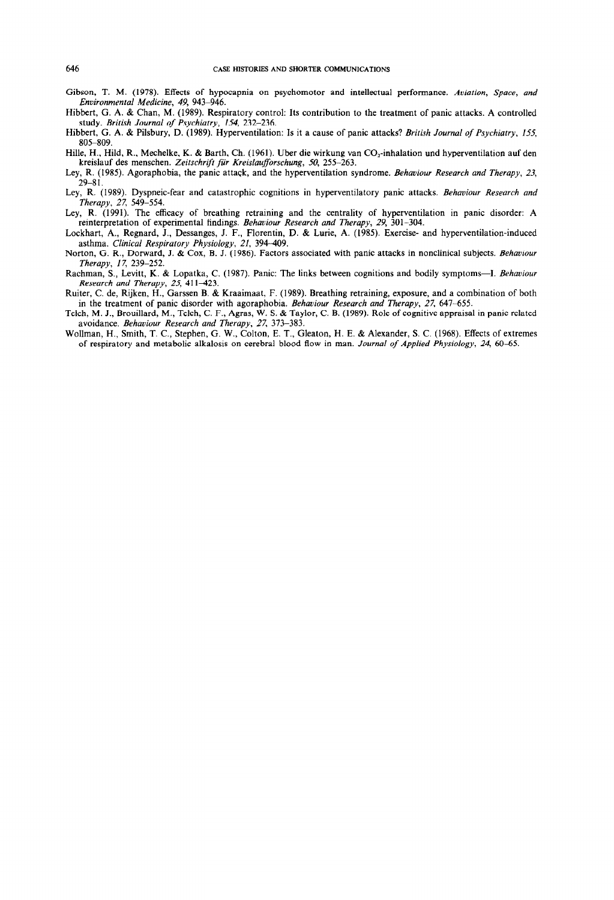Gibson, T. M. (1978). Effects of hypocapnia on psychomotor and intellectual performance. *Aviation, Space, and Environmental Medicine, 49*, 943–946.

Hibbert, G. A. & Chan, M. (1989). Respiratory control: Its contribution to the treatment of panic attacks. A controlled study. *British Journal of Psychiatry, 154*, 232–236.

Hibbert, G. A. & Pilsbury, D. (1989). Hyperventilation: Is it a cause of panic attacks? *British Journal of Psychiatry, 155*, 805–809.

Hille, H., Hild, R., Mechelke, K. & Barth, Ch. (1961). Uber die wirkung van $CO_2$-inhalation und hyperventilation auf den kreislauf des menschen. *Zeitschrift für Kreislaufforschung, 50*, 255–263.

Ley, R. (1985). Agoraphobia, the panic attack, and the hyperventilation syndrome. *Behaviour Research and Therapy, 23*, 29–81.

Ley, R. (1989). Dyspneic-fear and catastrophic cognitions in hyperventilatory panic attacks. *Behaviour Research and Therapy, 27*, 549–554.

Ley, R. (1991). The efficacy of breathing retraining and the centrality of hyperventilation in panic disorder: A reinterpretation of experimental findings. *Behaviour Research and Therapy, 29*, 301–304.

Lockhart, A., Regnard, J., Dessanges, J. F., Florentin, D. & Lurie, A. (1985). Exercise- and hyperventilation-induced asthma. *Clinical Respiratory Physiology, 21*, 394–409.

Norton, G. R., Dorward, J. & Cox, B. J. (1986). Factors associated with panic attacks in nonclinical subjects. *Behaviour Therapy, 17*, 239–252.

Rachman, S., Levitt, K. & Lopatka, C. (1987). Panic: The links between cognitions and bodily symptoms—I. *Behaviour Research and Therapy, 25*, 411–423.

Ruiter, C. de, Rijken, H., Garssen B. & Kraaimaat, F. (1989). Breathing retraining, exposure, and a combination of both in the treatment of panic disorder with agoraphobia. *Behaviour Research and Therapy, 27*, 647–655.

Telch, M. J., Brouillard, M., Telch, C. F., Agras, W. S. & Taylor, C. B. (1989). Role of cognitive appraisal in panic related avoidance. *Behaviour Research and Therapy, 27*, 373–383.

Wollman, H., Smith, T. C., Stephen, G. W., Colton, E. T., Gleaton, H. E. & Alexander, S. C. (1968). Effects of extremes of respiratory and metabolic alkalosis on cerebral blood flow in man. *Journal of Applied Physiology, 24*, 60–65.